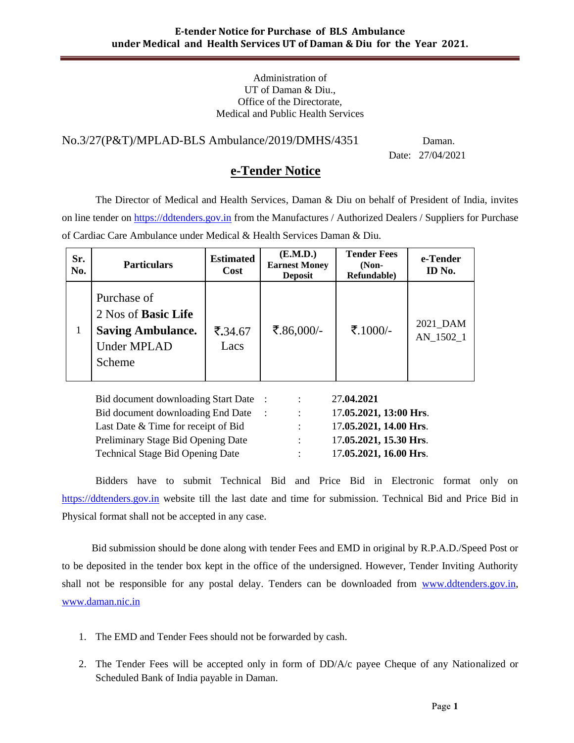**E-tender Notice for Purchase of BLS Ambulance under Medical and Health Services UT of Daman & Diu for the Year 2021.**

Administration of
UT of Daman & Diu.,
Office of the Directorate,
Medical and Public Health Services

No.3/27(P&T)/MPLAD-BLS Ambulance/2019/DMHS/4351 Daman.

Date: 27/04/2021

## e-Tender Notice

The Director of Medical and Health Services, Daman & Diu on behalf of President of India, invites on line tender on https://ddtenders.gov.in from the Manufactures / Authorized Dealers / Suppliers for Purchase of Cardiac Care Ambulance under Medical & Health Services Daman & Diu.

| Sr. No. | Particulars | Estimated Cost | (E.M.D.) Earnest Money Deposit | Tender Fees (Non-Refundable) | e-Tender ID No. |
|---|---|---|---|---|---|
| 1 | Purchase of 2 Nos of **Basic Life Saving Ambulance.** Under MPLAD Scheme | ₹.34.67 Lacs | ₹.86,000/- | ₹.1000/- | 2021_DAMAN_1502_1 |

| | | |
|---|---|---|
| Bid document downloading Start Date | : | 27**.04.2021** |
| Bid document downloading End Date | : | 17**.05.2021, 13:00 Hrs**. |
| Last Date & Time for receipt of Bid | : | 17**.05.2021, 14.00 Hrs**. |
| Preliminary Stage Bid Opening Date | : | 17**.05.2021, 15.30 Hrs**. |
| Technical Stage Bid Opening Date | : | 17**.05.2021, 16.00 Hrs**. |

Bidders have to submit Technical Bid and Price Bid in Electronic format only on https://ddtenders.gov.in website till the last date and time for submission. Technical Bid and Price Bid in Physical format shall not be accepted in any case.

Bid submission should be done along with tender Fees and EMD in original by R.P.A.D./Speed Post or to be deposited in the tender box kept in the office of the undersigned. However, Tender Inviting Authority shall not be responsible for any postal delay. Tenders can be downloaded from www.ddtenders.gov.in, www.daman.nic.in

1. The EMD and Tender Fees should not be forwarded by cash.
2. The Tender Fees will be accepted only in form of DD/A/c payee Cheque of any Nationalized or Scheduled Bank of India payable in Daman.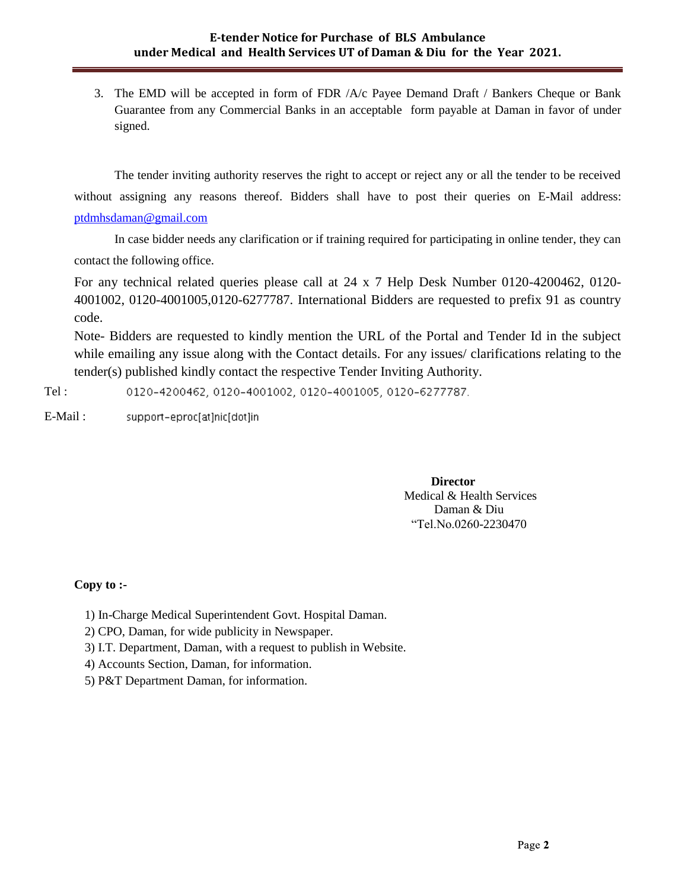3. The EMD will be accepted in form of FDR /A/c Payee Demand Draft / Bankers Cheque or Bank Guarantee from any Commercial Banks in an acceptable form payable at Daman in favor of under signed.

The tender inviting authority reserves the right to accept or reject any or all the tender to be received without assigning any reasons thereof. Bidders shall have to post their queries on E-Mail address: ptdmhsdaman@gmail.com

In case bidder needs any clarification or if training required for participating in online tender, they can contact the following office.

For any technical related queries please call at 24 x 7 Help Desk Number 0120-4200462, 0120-4001002, 0120-4001005,0120-6277787. International Bidders are requested to prefix 91 as country code.

Note- Bidders are requested to kindly mention the URL of the Portal and Tender Id in the subject while emailing any issue along with the Contact details. For any issues/ clarifications relating to the tender(s) published kindly contact the respective Tender Inviting Authority.

Tel : 0120-4200462, 0120-4001002, 0120-4001005, 0120-6277787.

E-Mail : support-eproc[at]nic[dot]in

**Director**
Medical & Health Services
Daman & Diu
"Tel.No.0260-2230470

**Copy to :-**

1) In-Charge Medical Superintendent Govt. Hospital Daman.
2) CPO, Daman, for wide publicity in Newspaper.
3) I.T. Department, Daman, with a request to publish in Website.
4) Accounts Section, Daman, for information.
5) P&T Department Daman, for information.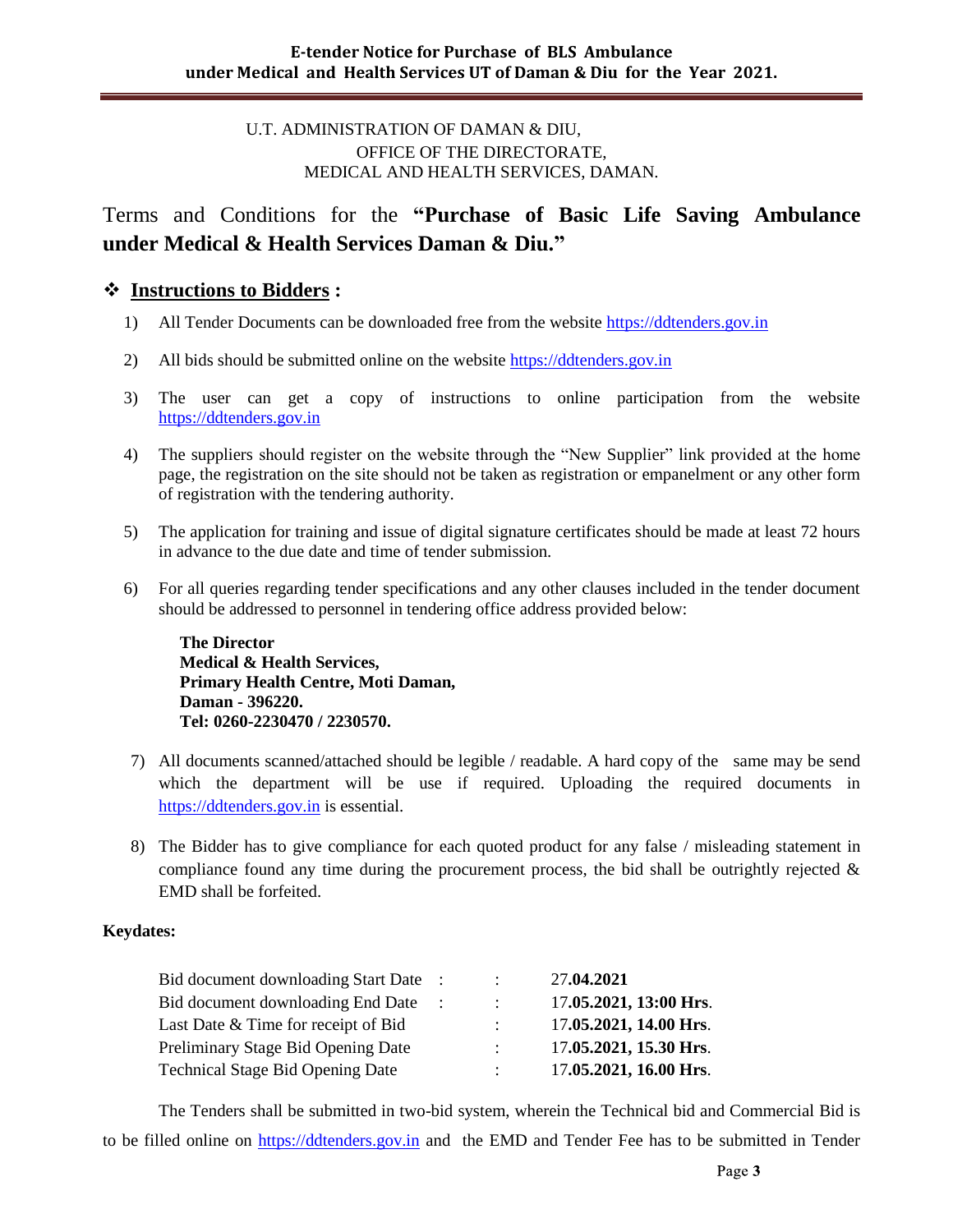U.T. ADMINISTRATION OF DAMAN & DIU,
OFFICE OF THE DIRECTORATE,
MEDICAL AND HEALTH SERVICES, DAMAN.

## Terms and Conditions for the **"Purchase of Basic Life Saving Ambulance under Medical & Health Services Daman & Diu."**

### ❖ **Instructions to Bidders :**

1) All Tender Documents can be downloaded free from the website https://ddtenders.gov.in

2) All bids should be submitted online on the website https://ddtenders.gov.in

3) The user can get a copy of instructions to online participation from the website https://ddtenders.gov.in

4) The suppliers should register on the website through the "New Supplier" link provided at the home page, the registration on the site should not be taken as registration or empanelment or any other form of registration with the tendering authority.

5) The application for training and issue of digital signature certificates should be made at least 72 hours in advance to the due date and time of tender submission.

6) For all queries regarding tender specifications and any other clauses included in the tender document should be addressed to personnel in tendering office address provided below:

   **The Director**
   **Medical & Health Services,**
   **Primary Health Centre, Moti Daman,**
   **Daman - 396220.**
   **Tel: 0260-2230470 / 2230570.**

7) All documents scanned/attached should be legible / readable. A hard copy of the same may be send which the department will be use if required. Uploading the required documents in https://ddtenders.gov.in is essential.

8) The Bidder has to give compliance for each quoted product for any false / misleading statement in compliance found any time during the procurement process, the bid shall be outrightly rejected & EMD shall be forfeited.

**Keydates:**

| | | |
|---|---|---|
| Bid document downloading Start Date | : | 27**.04.2021** |
| Bid document downloading End Date | : | 17**.05.2021, 13:00 Hrs**. |
| Last Date & Time for receipt of Bid | : | 17**.05.2021, 14.00 Hrs**. |
| Preliminary Stage Bid Opening Date | : | 17**.05.2021, 15.30 Hrs**. |
| Technical Stage Bid Opening Date | : | 17**.05.2021, 16.00 Hrs**. |

The Tenders shall be submitted in two-bid system, wherein the Technical bid and Commercial Bid is to be filled online on https://ddtenders.gov.in and the EMD and Tender Fee has to be submitted in Tender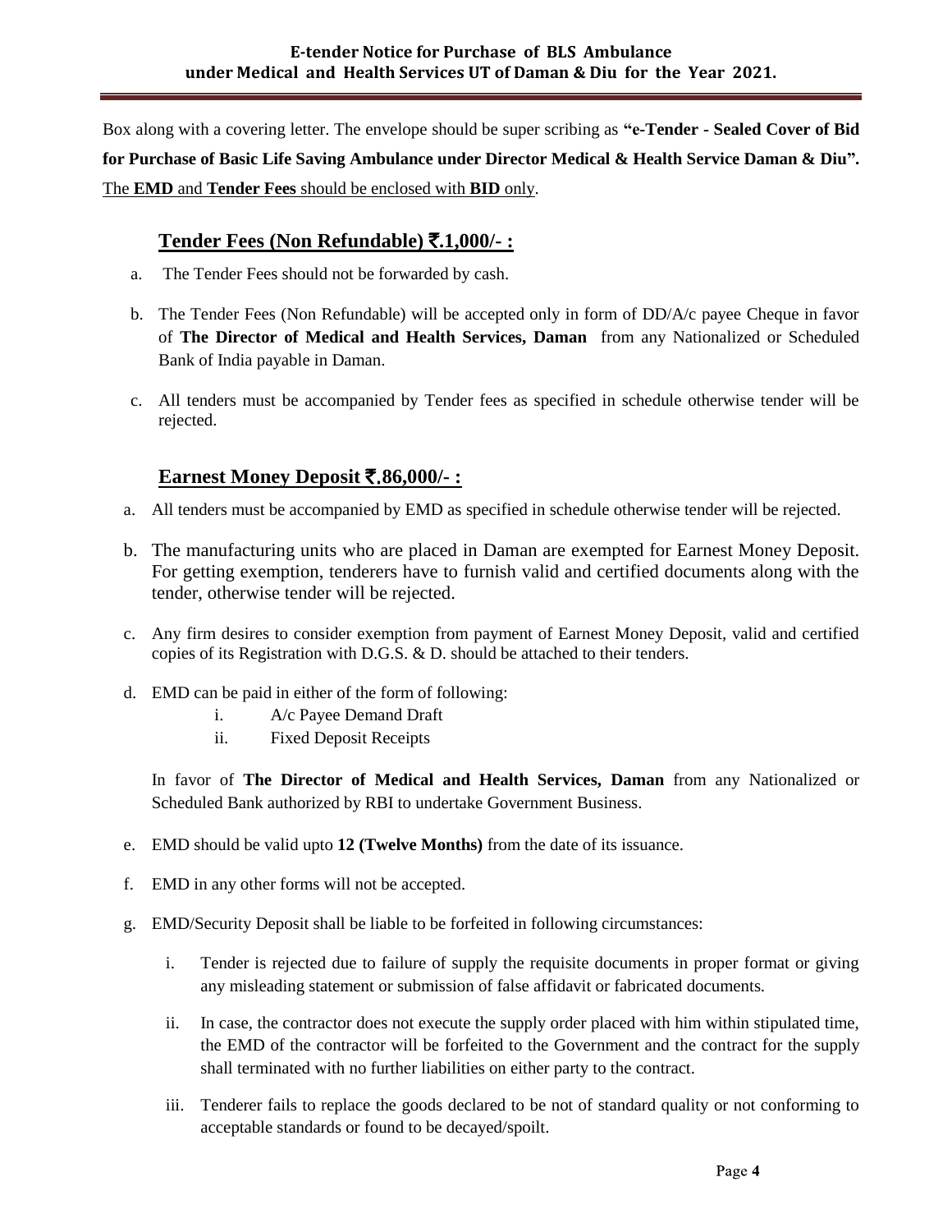Box along with a covering letter. The envelope should be super scribing as **"e-Tender - Sealed Cover of Bid for Purchase of Basic Life Saving Ambulance under Director Medical & Health Service Daman & Diu".** The **EMD** and **Tender Fees** should be enclosed with **BID** only.

## Tender Fees (Non Refundable) ₹.1,000/- :

a. The Tender Fees should not be forwarded by cash.

b. The Tender Fees (Non Refundable) will be accepted only in form of DD/A/c payee Cheque in favor of **The Director of Medical and Health Services, Daman** from any Nationalized or Scheduled Bank of India payable in Daman.

c. All tenders must be accompanied by Tender fees as specified in schedule otherwise tender will be rejected.

## Earnest Money Deposit ₹.86,000/- :

a. All tenders must be accompanied by EMD as specified in schedule otherwise tender will be rejected.

b. The manufacturing units who are placed in Daman are exempted for Earnest Money Deposit. For getting exemption, tenderers have to furnish valid and certified documents along with the tender, otherwise tender will be rejected.

c. Any firm desires to consider exemption from payment of Earnest Money Deposit, valid and certified copies of its Registration with D.G.S. & D. should be attached to their tenders.

d. EMD can be paid in either of the form of following:
   i. A/c Payee Demand Draft
   ii. Fixed Deposit Receipts

   In favor of **The Director of Medical and Health Services, Daman** from any Nationalized or Scheduled Bank authorized by RBI to undertake Government Business.

e. EMD should be valid upto **12 (Twelve Months)** from the date of its issuance.

f. EMD in any other forms will not be accepted.

g. EMD/Security Deposit shall be liable to be forfeited in following circumstances:

   i. Tender is rejected due to failure of supply the requisite documents in proper format or giving any misleading statement or submission of false affidavit or fabricated documents.

   ii. In case, the contractor does not execute the supply order placed with him within stipulated time, the EMD of the contractor will be forfeited to the Government and the contract for the supply shall terminated with no further liabilities on either party to the contract.

   iii. Tenderer fails to replace the goods declared to be not of standard quality or not conforming to acceptable standards or found to be decayed/spoilt.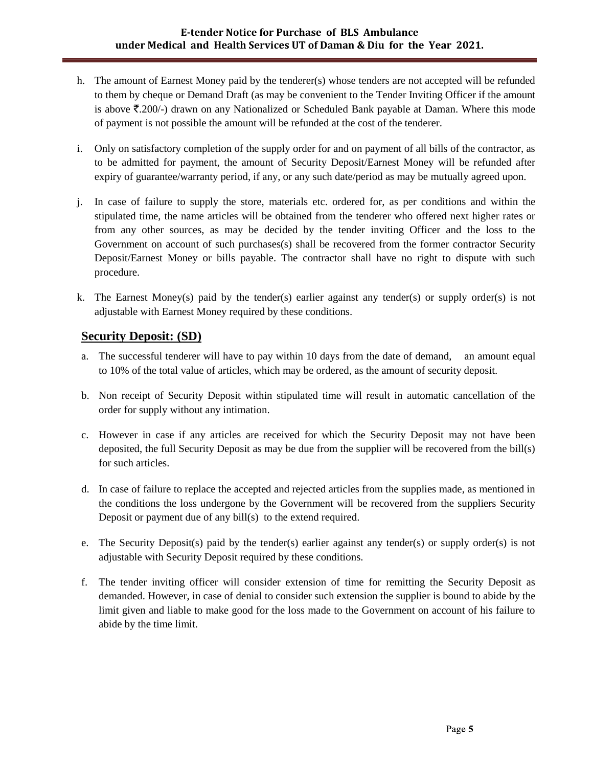h. The amount of Earnest Money paid by the tenderer(s) whose tenders are not accepted will be refunded to them by cheque or Demand Draft (as may be convenient to the Tender Inviting Officer if the amount is above ₹.200/-) drawn on any Nationalized or Scheduled Bank payable at Daman. Where this mode of payment is not possible the amount will be refunded at the cost of the tenderer.

i. Only on satisfactory completion of the supply order for and on payment of all bills of the contractor, as to be admitted for payment, the amount of Security Deposit/Earnest Money will be refunded after expiry of guarantee/warranty period, if any, or any such date/period as may be mutually agreed upon.

j. In case of failure to supply the store, materials etc. ordered for, as per conditions and within the stipulated time, the name articles will be obtained from the tenderer who offered next higher rates or from any other sources, as may be decided by the tender inviting Officer and the loss to the Government on account of such purchases(s) shall be recovered from the former contractor Security Deposit/Earnest Money or bills payable. The contractor shall have no right to dispute with such procedure.

k. The Earnest Money(s) paid by the tender(s) earlier against any tender(s) or supply order(s) is not adjustable with Earnest Money required by these conditions.

## **Security Deposit: (SD)**

a. The successful tenderer will have to pay within 10 days from the date of demand, an amount equal to 10% of the total value of articles, which may be ordered, as the amount of security deposit.

b. Non receipt of Security Deposit within stipulated time will result in automatic cancellation of the order for supply without any intimation.

c. However in case if any articles are received for which the Security Deposit may not have been deposited, the full Security Deposit as may be due from the supplier will be recovered from the bill(s) for such articles.

d. In case of failure to replace the accepted and rejected articles from the supplies made, as mentioned in the conditions the loss undergone by the Government will be recovered from the suppliers Security Deposit or payment due of any bill(s) to the extend required.

e. The Security Deposit(s) paid by the tender(s) earlier against any tender(s) or supply order(s) is not adjustable with Security Deposit required by these conditions.

f. The tender inviting officer will consider extension of time for remitting the Security Deposit as demanded. However, in case of denial to consider such extension the supplier is bound to abide by the limit given and liable to make good for the loss made to the Government on account of his failure to abide by the time limit.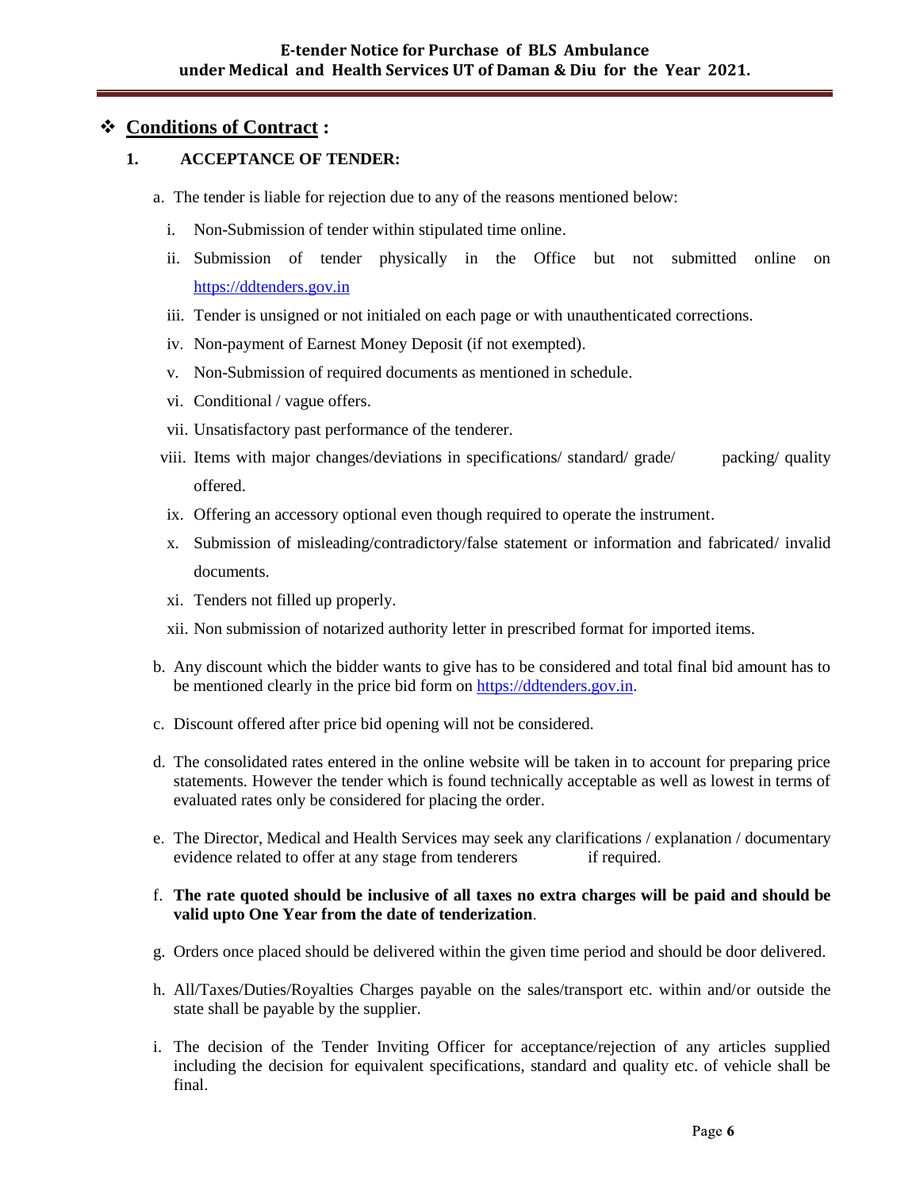## ❖ Conditions of Contract :

### 1. ACCEPTANCE OF TENDER:

a. The tender is liable for rejection due to any of the reasons mentioned below:

   i. Non-Submission of tender within stipulated time online.
   ii. Submission of tender physically in the Office but not submitted online on https://ddtenders.gov.in
   iii. Tender is unsigned or not initialed on each page or with unauthenticated corrections.
   iv. Non-payment of Earnest Money Deposit (if not exempted).
   v. Non-Submission of required documents as mentioned in schedule.
   vi. Conditional / vague offers.
   vii. Unsatisfactory past performance of the tenderer.
   viii. Items with major changes/deviations in specifications/ standard/ grade/ packing/ quality offered.
   ix. Offering an accessory optional even though required to operate the instrument.
   x. Submission of misleading/contradictory/false statement or information and fabricated/ invalid documents.
   xi. Tenders not filled up properly.
   xii. Non submission of notarized authority letter in prescribed format for imported items.

b. Any discount which the bidder wants to give has to be considered and total final bid amount has to be mentioned clearly in the price bid form on https://ddtenders.gov.in.

c. Discount offered after price bid opening will not be considered.

d. The consolidated rates entered in the online website will be taken in to account for preparing price statements. However the tender which is found technically acceptable as well as lowest in terms of evaluated rates only be considered for placing the order.

e. The Director, Medical and Health Services may seek any clarifications / explanation / documentary evidence related to offer at any stage from tenderers if required.

f. **The rate quoted should be inclusive of all taxes no extra charges will be paid and should be valid upto One Year from the date of tenderization**.

g. Orders once placed should be delivered within the given time period and should be door delivered.

h. All/Taxes/Duties/Royalties Charges payable on the sales/transport etc. within and/or outside the state shall be payable by the supplier.

i. The decision of the Tender Inviting Officer for acceptance/rejection of any articles supplied including the decision for equivalent specifications, standard and quality etc. of vehicle shall be final.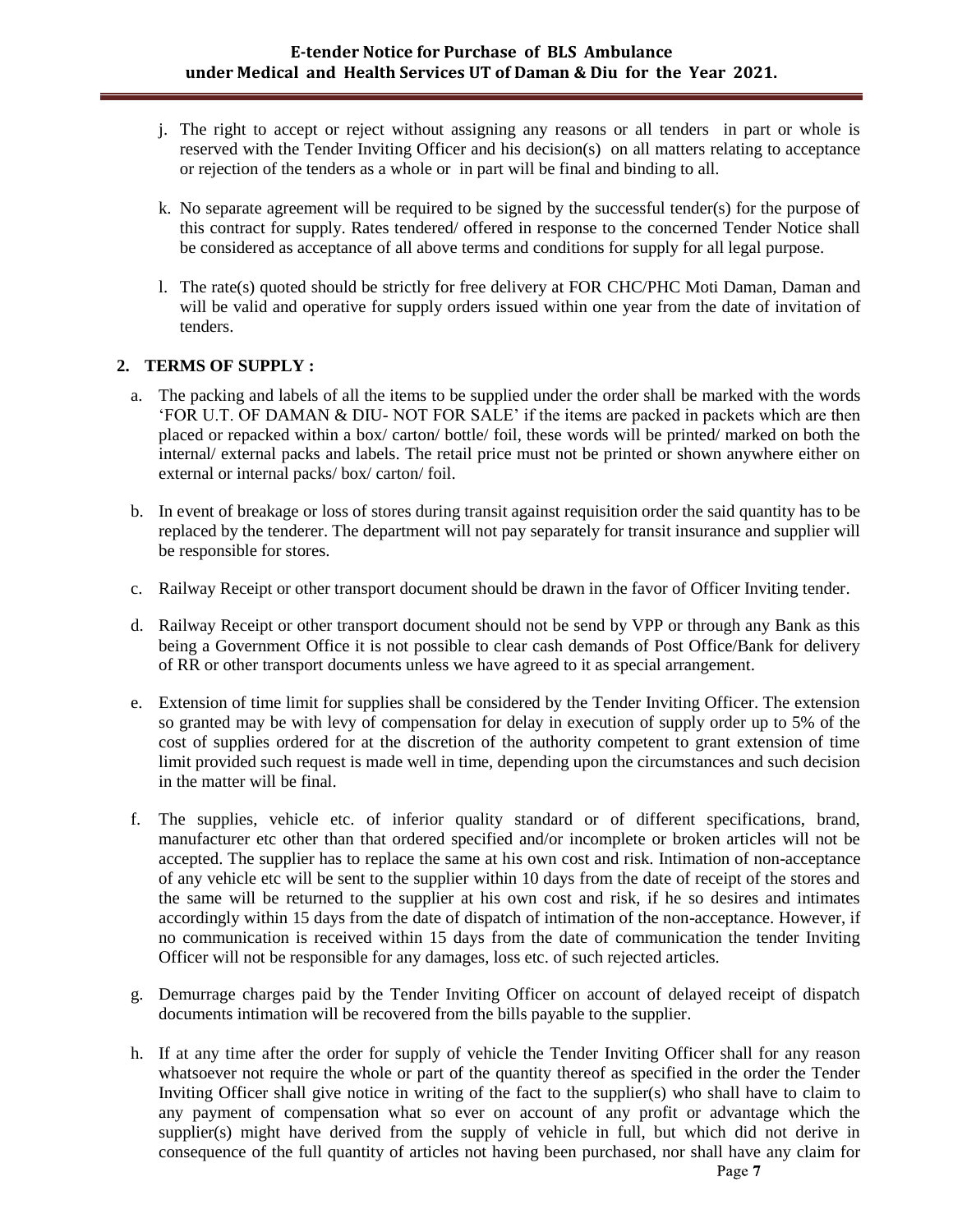j. The right to accept or reject without assigning any reasons or all tenders in part or whole is reserved with the Tender Inviting Officer and his decision(s) on all matters relating to acceptance or rejection of the tenders as a whole or in part will be final and binding to all.

k. No separate agreement will be required to be signed by the successful tender(s) for the purpose of this contract for supply. Rates tendered/ offered in response to the concerned Tender Notice shall be considered as acceptance of all above terms and conditions for supply for all legal purpose.

l. The rate(s) quoted should be strictly for free delivery at FOR CHC/PHC Moti Daman, Daman and will be valid and operative for supply orders issued within one year from the date of invitation of tenders.

## 2. TERMS OF SUPPLY :

a. The packing and labels of all the items to be supplied under the order shall be marked with the words 'FOR U.T. OF DAMAN & DIU- NOT FOR SALE' if the items are packed in packets which are then placed or repacked within a box/ carton/ bottle/ foil, these words will be printed/ marked on both the internal/ external packs and labels. The retail price must not be printed or shown anywhere either on external or internal packs/ box/ carton/ foil.

b. In event of breakage or loss of stores during transit against requisition order the said quantity has to be replaced by the tenderer. The department will not pay separately for transit insurance and supplier will be responsible for stores.

c. Railway Receipt or other transport document should be drawn in the favor of Officer Inviting tender.

d. Railway Receipt or other transport document should not be send by VPP or through any Bank as this being a Government Office it is not possible to clear cash demands of Post Office/Bank for delivery of RR or other transport documents unless we have agreed to it as special arrangement.

e. Extension of time limit for supplies shall be considered by the Tender Inviting Officer. The extension so granted may be with levy of compensation for delay in execution of supply order up to 5% of the cost of supplies ordered for at the discretion of the authority competent to grant extension of time limit provided such request is made well in time, depending upon the circumstances and such decision in the matter will be final.

f. The supplies, vehicle etc. of inferior quality standard or of different specifications, brand, manufacturer etc other than that ordered specified and/or incomplete or broken articles will not be accepted. The supplier has to replace the same at his own cost and risk. Intimation of non-acceptance of any vehicle etc will be sent to the supplier within 10 days from the date of receipt of the stores and the same will be returned to the supplier at his own cost and risk, if he so desires and intimates accordingly within 15 days from the date of dispatch of intimation of the non-acceptance. However, if no communication is received within 15 days from the date of communication the tender Inviting Officer will not be responsible for any damages, loss etc. of such rejected articles.

g. Demurrage charges paid by the Tender Inviting Officer on account of delayed receipt of dispatch documents intimation will be recovered from the bills payable to the supplier.

h. If at any time after the order for supply of vehicle the Tender Inviting Officer shall for any reason whatsoever not require the whole or part of the quantity thereof as specified in the order the Tender Inviting Officer shall give notice in writing of the fact to the supplier(s) who shall have to claim to any payment of compensation what so ever on account of any profit or advantage which the supplier(s) might have derived from the supply of vehicle in full, but which did not derive in consequence of the full quantity of articles not having been purchased, nor shall have any claim for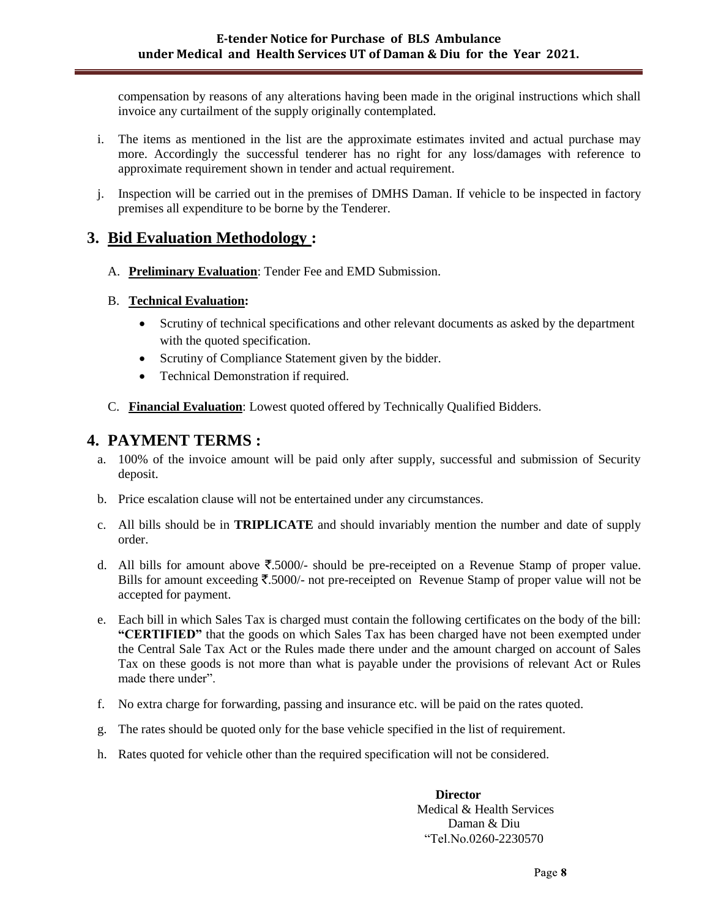compensation by reasons of any alterations having been made in the original instructions which shall invoice any curtailment of the supply originally contemplated.

i. The items as mentioned in the list are the approximate estimates invited and actual purchase may more. Accordingly the successful tenderer has no right for any loss/damages with reference to approximate requirement shown in tender and actual requirement.

j. Inspection will be carried out in the premises of DMHS Daman. If vehicle to be inspected in factory premises all expenditure to be borne by the Tenderer.

## 3. Bid Evaluation Methodology :

A. **Preliminary Evaluation**: Tender Fee and EMD Submission.

B. **Technical Evaluation:**

- Scrutiny of technical specifications and other relevant documents as asked by the department with the quoted specification.
- Scrutiny of Compliance Statement given by the bidder.
- Technical Demonstration if required.

C. **Financial Evaluation**: Lowest quoted offered by Technically Qualified Bidders.

## 4. PAYMENT TERMS :

a. 100% of the invoice amount will be paid only after supply, successful and submission of Security deposit.

b. Price escalation clause will not be entertained under any circumstances.

c. All bills should be in **TRIPLICATE** and should invariably mention the number and date of supply order.

d. All bills for amount above ₹.5000/- should be pre-receipted on a Revenue Stamp of proper value. Bills for amount exceeding ₹.5000/- not pre-receipted on Revenue Stamp of proper value will not be accepted for payment.

e. Each bill in which Sales Tax is charged must contain the following certificates on the body of the bill: **"CERTIFIED"** that the goods on which Sales Tax has been charged have not been exempted under the Central Sale Tax Act or the Rules made there under and the amount charged on account of Sales Tax on these goods is not more than what is payable under the provisions of relevant Act or Rules made there under".

f. No extra charge for forwarding, passing and insurance etc. will be paid on the rates quoted.

g. The rates should be quoted only for the base vehicle specified in the list of requirement.

h. Rates quoted for vehicle other than the required specification will not be considered.

**Director**
Medical & Health Services
Daman & Diu
"Tel.No.0260-2230570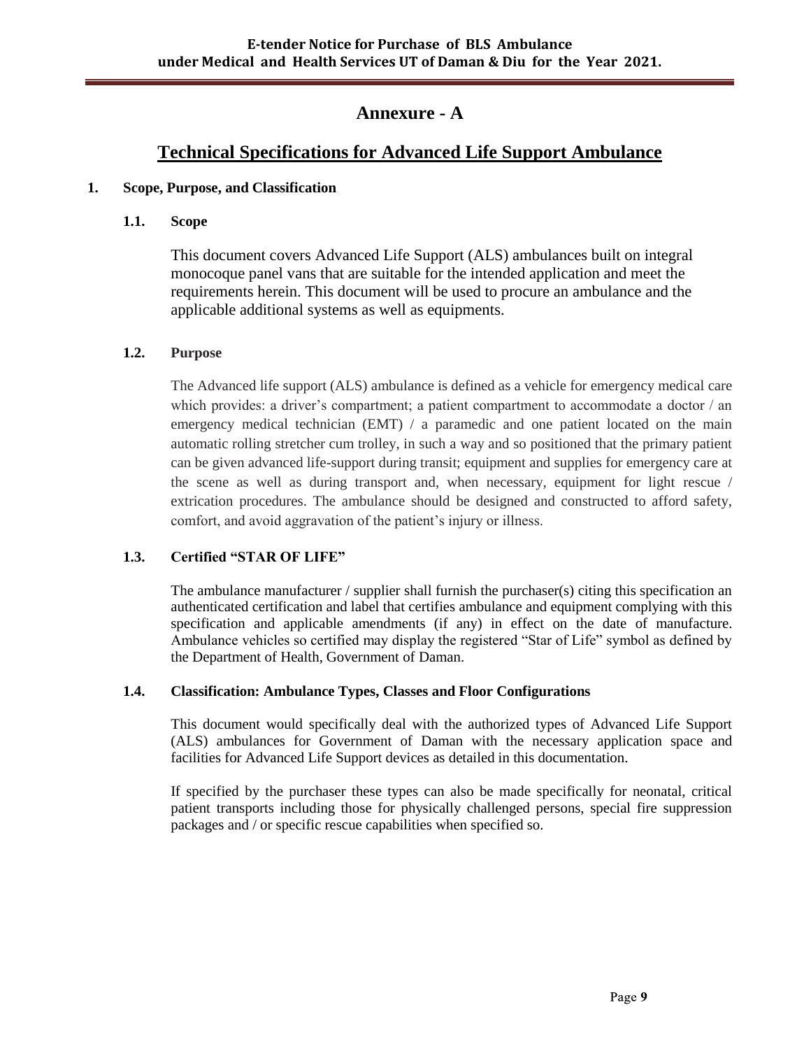# Annexure - A

## Technical Specifications for Advanced Life Support Ambulance

**1. Scope, Purpose, and Classification**

**1.1. Scope**

This document covers Advanced Life Support (ALS) ambulances built on integral monocoque panel vans that are suitable for the intended application and meet the requirements herein. This document will be used to procure an ambulance and the applicable additional systems as well as equipments.

**1.2. Purpose**

The Advanced life support (ALS) ambulance is defined as a vehicle for emergency medical care which provides: a driver's compartment; a patient compartment to accommodate a doctor / an emergency medical technician (EMT) / a paramedic and one patient located on the main automatic rolling stretcher cum trolley, in such a way and so positioned that the primary patient can be given advanced life-support during transit; equipment and supplies for emergency care at the scene as well as during transport and, when necessary, equipment for light rescue / extrication procedures. The ambulance should be designed and constructed to afford safety, comfort, and avoid aggravation of the patient's injury or illness.

**1.3. Certified "STAR OF LIFE"**

The ambulance manufacturer / supplier shall furnish the purchaser(s) citing this specification an authenticated certification and label that certifies ambulance and equipment complying with this specification and applicable amendments (if any) in effect on the date of manufacture. Ambulance vehicles so certified may display the registered "Star of Life" symbol as defined by the Department of Health, Government of Daman.

**1.4. Classification: Ambulance Types, Classes and Floor Configurations**

This document would specifically deal with the authorized types of Advanced Life Support (ALS) ambulances for Government of Daman with the necessary application space and facilities for Advanced Life Support devices as detailed in this documentation.

If specified by the purchaser these types can also be made specifically for neonatal, critical patient transports including those for physically challenged persons, special fire suppression packages and / or specific rescue capabilities when specified so.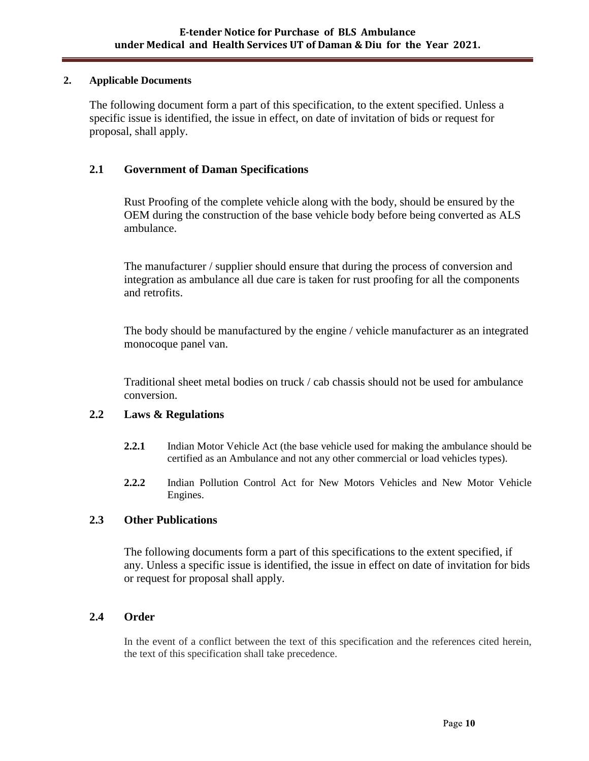## 2. Applicable Documents

The following document form a part of this specification, to the extent specified. Unless a specific issue is identified, the issue in effect, on date of invitation of bids or request for proposal, shall apply.

### 2.1 Government of Daman Specifications

Rust Proofing of the complete vehicle along with the body, should be ensured by the OEM during the construction of the base vehicle body before being converted as ALS ambulance.

The manufacturer / supplier should ensure that during the process of conversion and integration as ambulance all due care is taken for rust proofing for all the components and retrofits.

The body should be manufactured by the engine / vehicle manufacturer as an integrated monocoque panel van.

Traditional sheet metal bodies on truck / cab chassis should not be used for ambulance conversion.

### 2.2 Laws & Regulations

**2.2.1** Indian Motor Vehicle Act (the base vehicle used for making the ambulance should be certified as an Ambulance and not any other commercial or load vehicles types).

**2.2.2** Indian Pollution Control Act for New Motors Vehicles and New Motor Vehicle Engines.

### 2.3 Other Publications

The following documents form a part of this specifications to the extent specified, if any. Unless a specific issue is identified, the issue in effect on date of invitation for bids or request for proposal shall apply.

### 2.4 Order

In the event of a conflict between the text of this specification and the references cited herein, the text of this specification shall take precedence.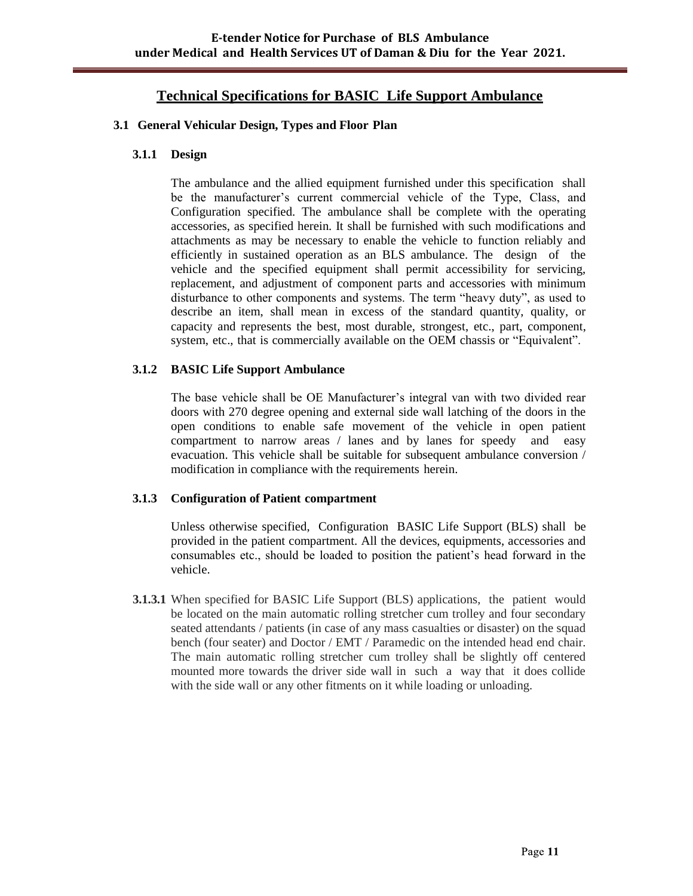## Technical Specifications for BASIC Life Support Ambulance

### 3.1 General Vehicular Design, Types and Floor Plan

#### 3.1.1 Design

The ambulance and the allied equipment furnished under this specification shall be the manufacturer's current commercial vehicle of the Type, Class, and Configuration specified. The ambulance shall be complete with the operating accessories, as specified herein. It shall be furnished with such modifications and attachments as may be necessary to enable the vehicle to function reliably and efficiently in sustained operation as an BLS ambulance. The design of the vehicle and the specified equipment shall permit accessibility for servicing, replacement, and adjustment of component parts and accessories with minimum disturbance to other components and systems. The term "heavy duty", as used to describe an item, shall mean in excess of the standard quantity, quality, or capacity and represents the best, most durable, strongest, etc., part, component, system, etc., that is commercially available on the OEM chassis or "Equivalent".

#### 3.1.2 BASIC Life Support Ambulance

The base vehicle shall be OE Manufacturer's integral van with two divided rear doors with 270 degree opening and external side wall latching of the doors in the open conditions to enable safe movement of the vehicle in open patient compartment to narrow areas / lanes and by lanes for speedy and easy evacuation. This vehicle shall be suitable for subsequent ambulance conversion / modification in compliance with the requirements herein.

#### 3.1.3 Configuration of Patient compartment

Unless otherwise specified, Configuration BASIC Life Support (BLS) shall be provided in the patient compartment. All the devices, equipments, accessories and consumables etc., should be loaded to position the patient's head forward in the vehicle.

**3.1.3.1** When specified for BASIC Life Support (BLS) applications, the patient would be located on the main automatic rolling stretcher cum trolley and four secondary seated attendants / patients (in case of any mass casualties or disaster) on the squad bench (four seater) and Doctor / EMT / Paramedic on the intended head end chair. The main automatic rolling stretcher cum trolley shall be slightly off centered mounted more towards the driver side wall in such a way that it does collide with the side wall or any other fitments on it while loading or unloading.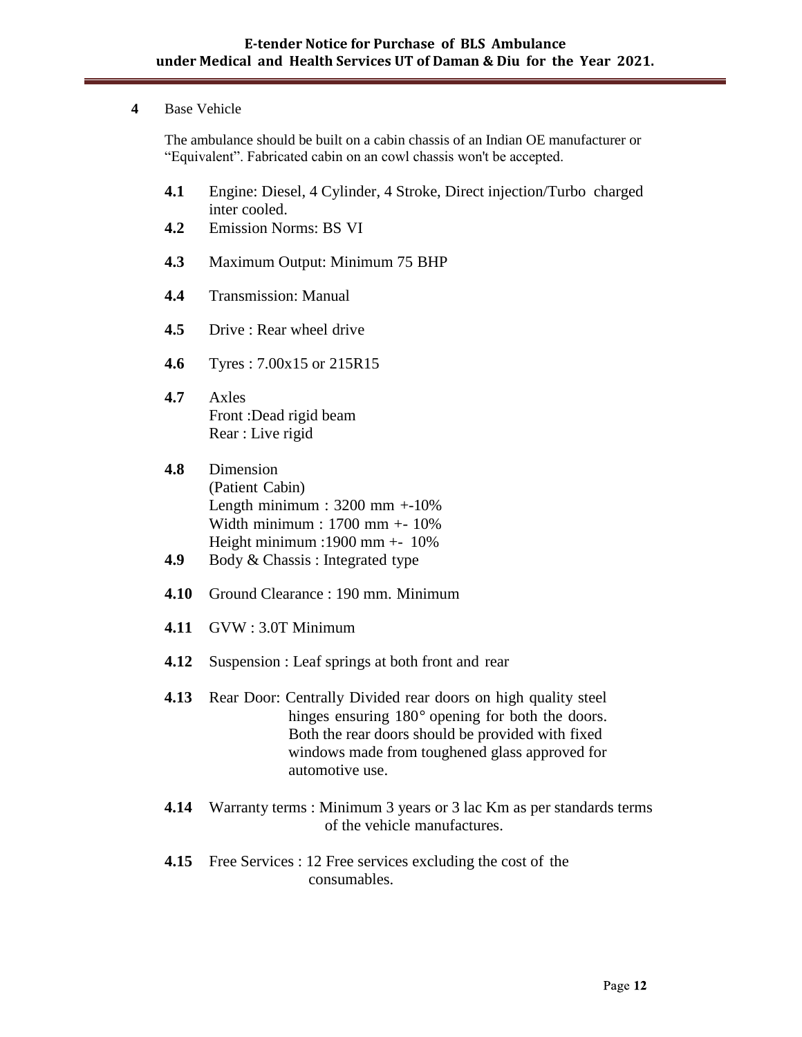**4** Base Vehicle

The ambulance should be built on a cabin chassis of an Indian OE manufacturer or "Equivalent". Fabricated cabin on an cowl chassis won't be accepted.

**4.1** Engine: Diesel, 4 Cylinder, 4 Stroke, Direct injection/Turbo charged inter cooled.

**4.2** Emission Norms: BS VI

**4.3** Maximum Output: Minimum 75 BHP

**4.4** Transmission: Manual

**4.5** Drive : Rear wheel drive

**4.6** Tyres : 7.00x15 or 215R15

**4.7** Axles
Front :Dead rigid beam
Rear : Live rigid

**4.8** Dimension
(Patient Cabin)
Length minimum : 3200 mm +-10%
Width minimum : 1700 mm +- 10%
Height minimum :1900 mm +- 10%

**4.9** Body & Chassis : Integrated type

**4.10** Ground Clearance : 190 mm. Minimum

**4.11** GVW : 3.0T Minimum

**4.12** Suspension : Leaf springs at both front and rear

**4.13** Rear Door: Centrally Divided rear doors on high quality steel hinges ensuring 180° opening for both the doors. Both the rear doors should be provided with fixed windows made from toughened glass approved for automotive use.

**4.14** Warranty terms : Minimum 3 years or 3 lac Km as per standards terms of the vehicle manufactures.

**4.15** Free Services : 12 Free services excluding the cost of the consumables.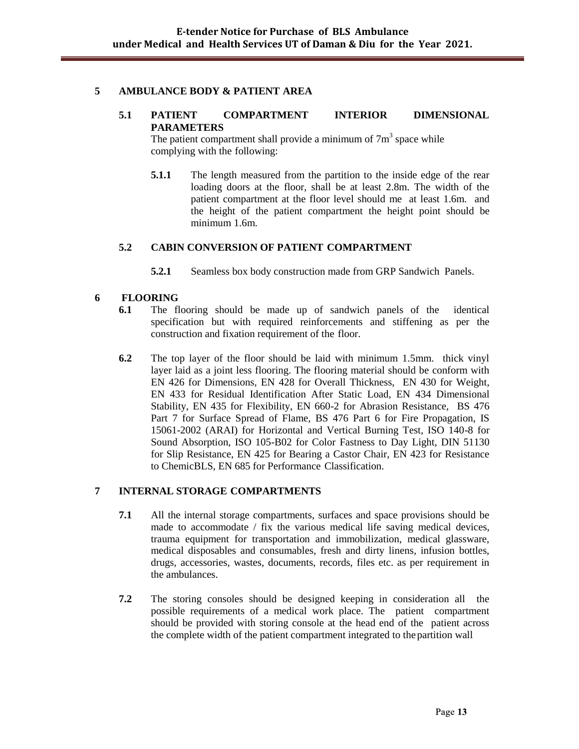## 5 AMBULANCE BODY & PATIENT AREA

### 5.1 PATIENT COMPARTMENT INTERIOR DIMENSIONAL PARAMETERS

The patient compartment shall provide a minimum of $7m^3$ space while complying with the following:

**5.1.1** The length measured from the partition to the inside edge of the rear loading doors at the floor, shall be at least 2.8m. The width of the patient compartment at the floor level should me at least 1.6m. and the height of the patient compartment the height point should be minimum 1.6m.

### 5.2 CABIN CONVERSION OF PATIENT COMPARTMENT

**5.2.1** Seamless box body construction made from GRP Sandwich Panels.

## 6 FLOORING

**6.1** The flooring should be made up of sandwich panels of the identical specification but with required reinforcements and stiffening as per the construction and fixation requirement of the floor.

**6.2** The top layer of the floor should be laid with minimum 1.5mm. thick vinyl layer laid as a joint less flooring. The flooring material should be conform with EN 426 for Dimensions, EN 428 for Overall Thickness, EN 430 for Weight, EN 433 for Residual Identification After Static Load, EN 434 Dimensional Stability, EN 435 for Flexibility, EN 660-2 for Abrasion Resistance, BS 476 Part 7 for Surface Spread of Flame, BS 476 Part 6 for Fire Propagation, IS 15061-2002 (ARAI) for Horizontal and Vertical Burning Test, ISO 140-8 for Sound Absorption, ISO 105-B02 for Color Fastness to Day Light, DIN 51130 for Slip Resistance, EN 425 for Bearing a Castor Chair, EN 423 for Resistance to ChemicBLS, EN 685 for Performance Classification.

## 7 INTERNAL STORAGE COMPARTMENTS

**7.1** All the internal storage compartments, surfaces and space provisions should be made to accommodate / fix the various medical life saving medical devices, trauma equipment for transportation and immobilization, medical glassware, medical disposables and consumables, fresh and dirty linens, infusion bottles, drugs, accessories, wastes, documents, records, files etc. as per requirement in the ambulances.

**7.2** The storing consoles should be designed keeping in consideration all the possible requirements of a medical work place. The patient compartment should be provided with storing console at the head end of the patient across the complete width of the patient compartment integrated to the partition wall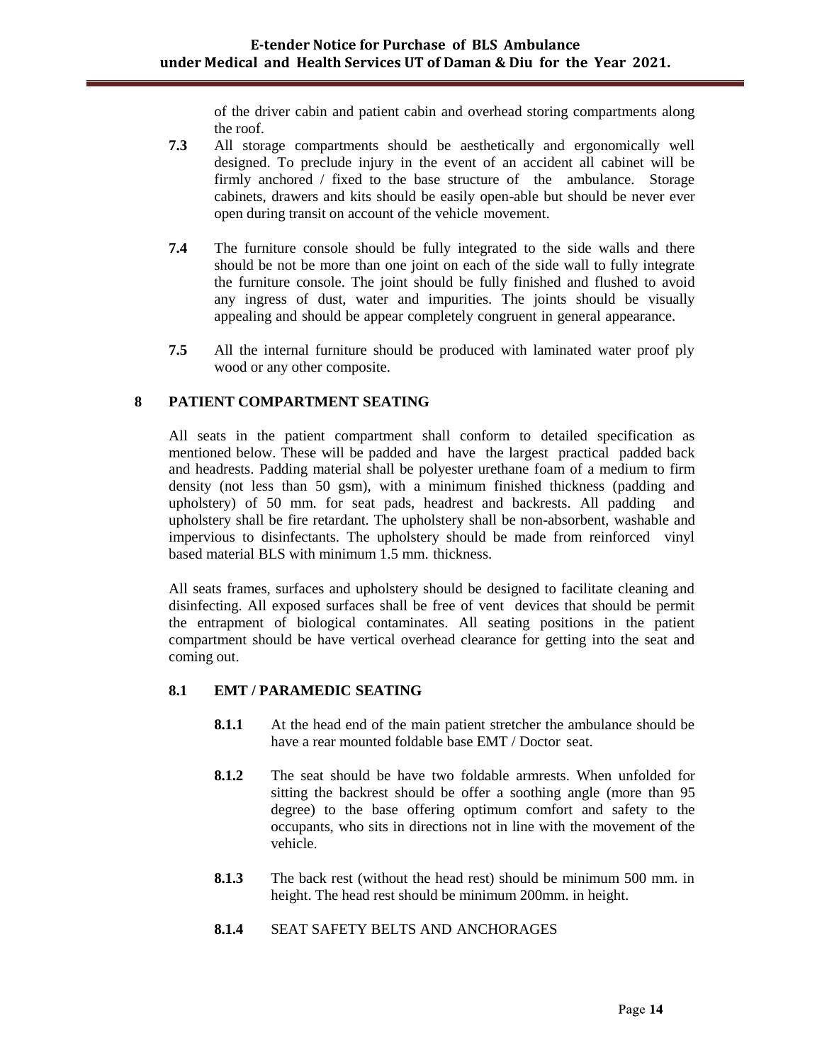of the driver cabin and patient cabin and overhead storing compartments along the roof.

**7.3** All storage compartments should be aesthetically and ergonomically well designed. To preclude injury in the event of an accident all cabinet will be firmly anchored / fixed to the base structure of the ambulance. Storage cabinets, drawers and kits should be easily open-able but should be never ever open during transit on account of the vehicle movement.

**7.4** The furniture console should be fully integrated to the side walls and there should be not be more than one joint on each of the side wall to fully integrate the furniture console. The joint should be fully finished and flushed to avoid any ingress of dust, water and impurities. The joints should be visually appealing and should be appear completely congruent in general appearance.

**7.5** All the internal furniture should be produced with laminated water proof ply wood or any other composite.

## 8 PATIENT COMPARTMENT SEATING

All seats in the patient compartment shall conform to detailed specification as mentioned below. These will be padded and have the largest practical padded back and headrests. Padding material shall be polyester urethane foam of a medium to firm density (not less than 50 gsm), with a minimum finished thickness (padding and upholstery) of 50 mm. for seat pads, headrest and backrests. All padding and upholstery shall be fire retardant. The upholstery shall be non-absorbent, washable and impervious to disinfectants. The upholstery should be made from reinforced vinyl based material BLS with minimum 1.5 mm. thickness.

All seats frames, surfaces and upholstery should be designed to facilitate cleaning and disinfecting. All exposed surfaces shall be free of vent devices that should be permit the entrapment of biological contaminates. All seating positions in the patient compartment should be have vertical overhead clearance for getting into the seat and coming out.

### 8.1 EMT / PARAMEDIC SEATING

**8.1.1** At the head end of the main patient stretcher the ambulance should be have a rear mounted foldable base EMT / Doctor seat.

**8.1.2** The seat should be have two foldable armrests. When unfolded for sitting the backrest should be offer a soothing angle (more than 95 degree) to the base offering optimum comfort and safety to the occupants, who sits in directions not in line with the movement of the vehicle.

**8.1.3** The back rest (without the head rest) should be minimum 500 mm. in height. The head rest should be minimum 200mm. in height.

**8.1.4** SEAT SAFETY BELTS AND ANCHORAGES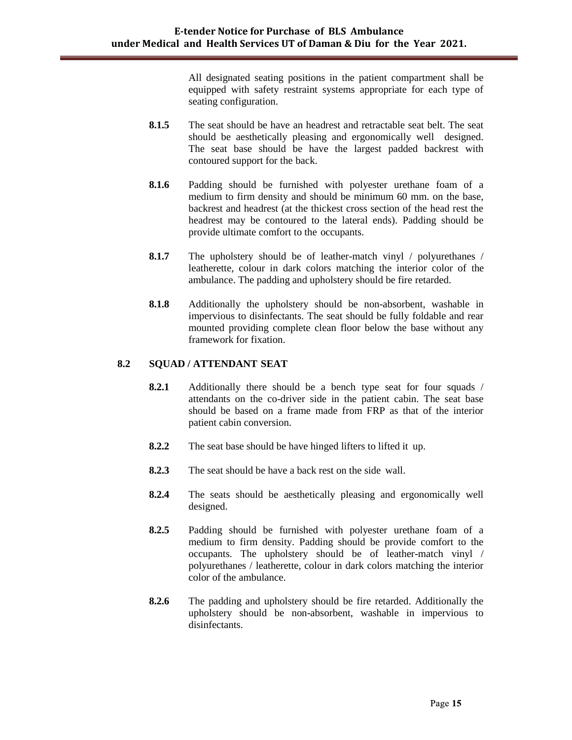All designated seating positions in the patient compartment shall be equipped with safety restraint systems appropriate for each type of seating configuration.

**8.1.5** The seat should be have an headrest and retractable seat belt. The seat should be aesthetically pleasing and ergonomically well designed. The seat base should be have the largest padded backrest with contoured support for the back.

**8.1.6** Padding should be furnished with polyester urethane foam of a medium to firm density and should be minimum 60 mm. on the base, backrest and headrest (at the thickest cross section of the head rest the headrest may be contoured to the lateral ends). Padding should be provide ultimate comfort to the occupants.

**8.1.7** The upholstery should be of leather-match vinyl / polyurethanes / leatherette, colour in dark colors matching the interior color of the ambulance. The padding and upholstery should be fire retarded.

**8.1.8** Additionally the upholstery should be non-absorbent, washable in impervious to disinfectants. The seat should be fully foldable and rear mounted providing complete clean floor below the base without any framework for fixation.

### 8.2 SQUAD / ATTENDANT SEAT

**8.2.1** Additionally there should be a bench type seat for four squads / attendants on the co-driver side in the patient cabin. The seat base should be based on a frame made from FRP as that of the interior patient cabin conversion.

**8.2.2** The seat base should be have hinged lifters to lifted it up.

**8.2.3** The seat should be have a back rest on the side wall.

**8.2.4** The seats should be aesthetically pleasing and ergonomically well designed.

**8.2.5** Padding should be furnished with polyester urethane foam of a medium to firm density. Padding should be provide comfort to the occupants. The upholstery should be of leather-match vinyl / polyurethanes / leatherette, colour in dark colors matching the interior color of the ambulance.

**8.2.6** The padding and upholstery should be fire retarded. Additionally the upholstery should be non-absorbent, washable in impervious to disinfectants.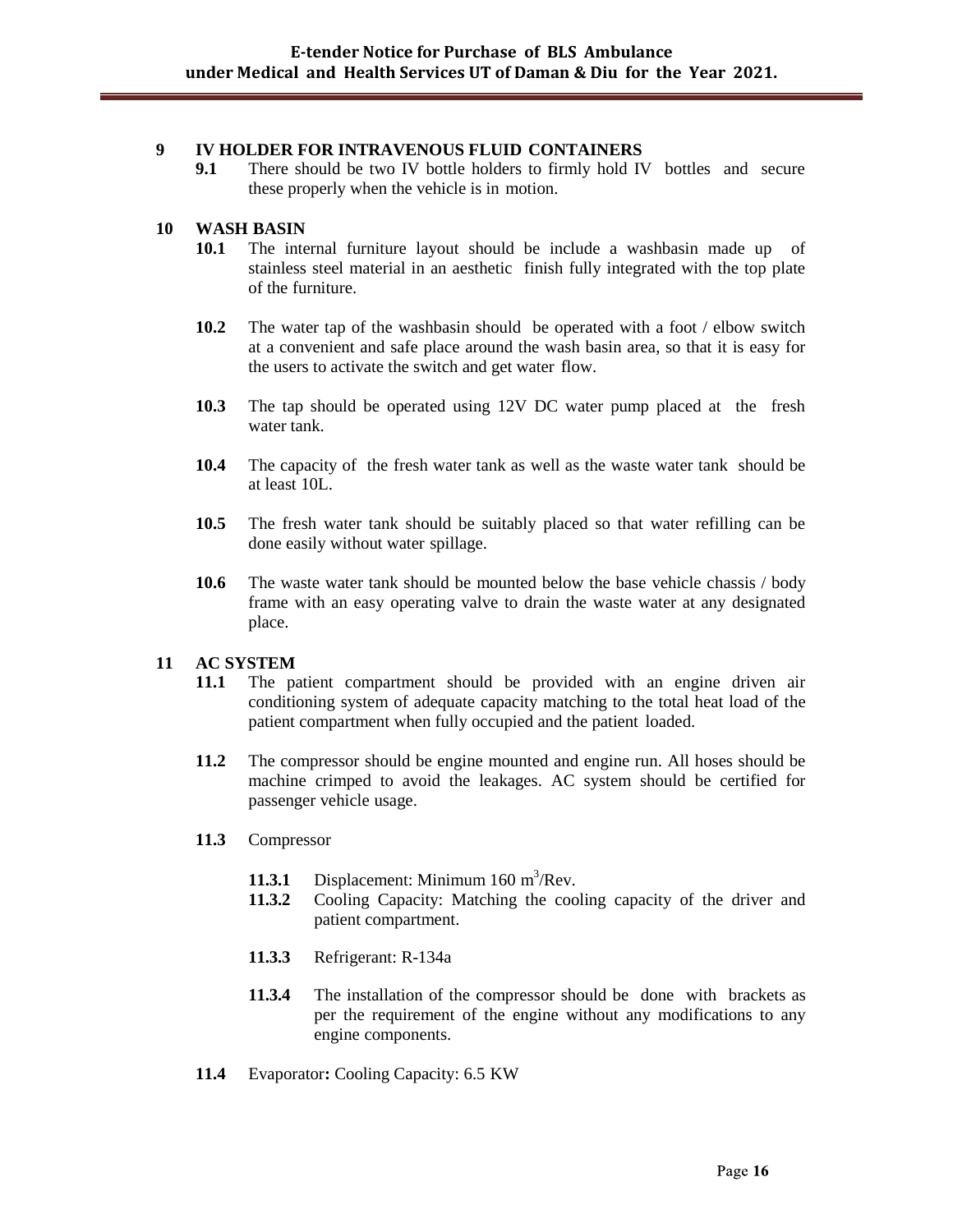## 9 IV HOLDER FOR INTRAVENOUS FLUID CONTAINERS

**9.1** There should be two IV bottle holders to firmly hold IV bottles and secure these properly when the vehicle is in motion.

## 10 WASH BASIN

**10.1** The internal furniture layout should be include a washbasin made up of stainless steel material in an aesthetic finish fully integrated with the top plate of the furniture.

**10.2** The water tap of the washbasin should be operated with a foot / elbow switch at a convenient and safe place around the wash basin area, so that it is easy for the users to activate the switch and get water flow.

**10.3** The tap should be operated using 12V DC water pump placed at the fresh water tank.

**10.4** The capacity of the fresh water tank as well as the waste water tank should be at least 10L.

**10.5** The fresh water tank should be suitably placed so that water refilling can be done easily without water spillage.

**10.6** The waste water tank should be mounted below the base vehicle chassis / body frame with an easy operating valve to drain the waste water at any designated place.

## 11 AC SYSTEM

**11.1** The patient compartment should be provided with an engine driven air conditioning system of adequate capacity matching to the total heat load of the patient compartment when fully occupied and the patient loaded.

**11.2** The compressor should be engine mounted and engine run. All hoses should be machine crimped to avoid the leakages. AC system should be certified for passenger vehicle usage.

**11.3** Compressor

**11.3.1** Displacement: Minimum 160 $m^3$/Rev.

**11.3.2** Cooling Capacity: Matching the cooling capacity of the driver and patient compartment.

**11.3.3** Refrigerant: R-134a

**11.3.4** The installation of the compressor should be done with brackets as per the requirement of the engine without any modifications to any engine components.

**11.4** Evaporator**:** Cooling Capacity: 6.5 KW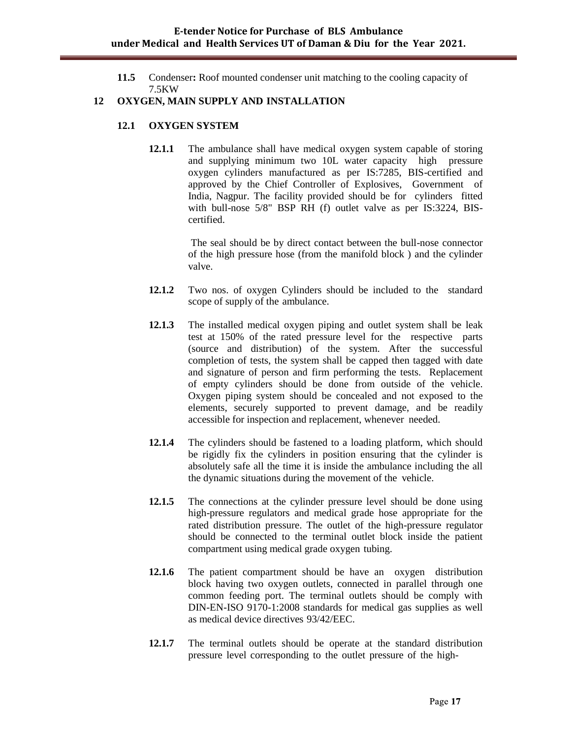**11.5** Condenser**:** Roof mounted condenser unit matching to the cooling capacity of 7.5KW

## 12 OXYGEN, MAIN SUPPLY AND INSTALLATION

### 12.1 OXYGEN SYSTEM

**12.1.1** The ambulance shall have medical oxygen system capable of storing and supplying minimum two 10L water capacity high pressure oxygen cylinders manufactured as per IS:7285, BIS-certified and approved by the Chief Controller of Explosives, Government of India, Nagpur. The facility provided should be for cylinders fitted with bull-nose 5/8" BSP RH (f) outlet valve as per IS:3224, BIS-certified.

The seal should be by direct contact between the bull-nose connector of the high pressure hose (from the manifold block ) and the cylinder valve.

**12.1.2** Two nos. of oxygen Cylinders should be included to the standard scope of supply of the ambulance.

**12.1.3** The installed medical oxygen piping and outlet system shall be leak test at 150% of the rated pressure level for the respective parts (source and distribution) of the system. After the successful completion of tests, the system shall be capped then tagged with date and signature of person and firm performing the tests. Replacement of empty cylinders should be done from outside of the vehicle. Oxygen piping system should be concealed and not exposed to the elements, securely supported to prevent damage, and be readily accessible for inspection and replacement, whenever needed.

**12.1.4** The cylinders should be fastened to a loading platform, which should be rigidly fix the cylinders in position ensuring that the cylinder is absolutely safe all the time it is inside the ambulance including the all the dynamic situations during the movement of the vehicle.

**12.1.5** The connections at the cylinder pressure level should be done using high-pressure regulators and medical grade hose appropriate for the rated distribution pressure. The outlet of the high-pressure regulator should be connected to the terminal outlet block inside the patient compartment using medical grade oxygen tubing.

**12.1.6** The patient compartment should be have an oxygen distribution block having two oxygen outlets, connected in parallel through one common feeding port. The terminal outlets should be comply with DIN-EN-ISO 9170-1:2008 standards for medical gas supplies as well as medical device directives 93/42/EEC.

**12.1.7** The terminal outlets should be operate at the standard distribution pressure level corresponding to the outlet pressure of the high-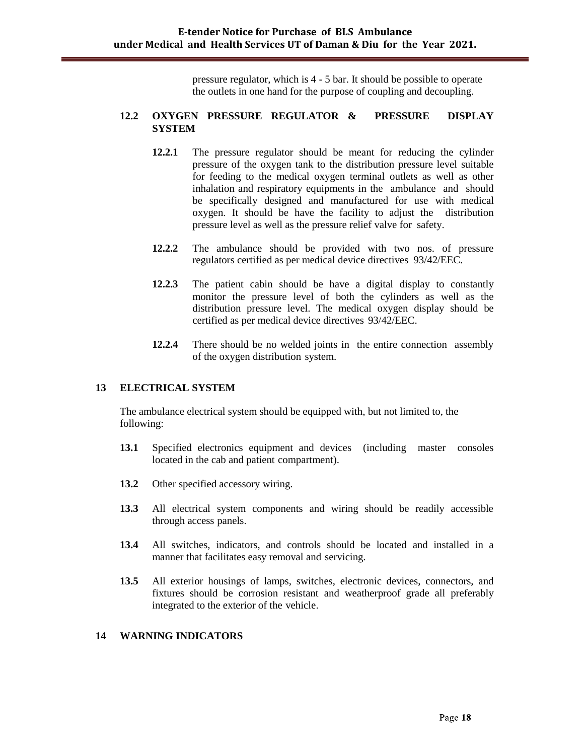pressure regulator, which is 4 - 5 bar. It should be possible to operate the outlets in one hand for the purpose of coupling and decoupling.

**12.2 OXYGEN PRESSURE REGULATOR & PRESSURE DISPLAY SYSTEM**

**12.2.1** The pressure regulator should be meant for reducing the cylinder pressure of the oxygen tank to the distribution pressure level suitable for feeding to the medical oxygen terminal outlets as well as other inhalation and respiratory equipments in the ambulance and should be specifically designed and manufactured for use with medical oxygen. It should be have the facility to adjust the distribution pressure level as well as the pressure relief valve for safety.

**12.2.2** The ambulance should be provided with two nos. of pressure regulators certified as per medical device directives 93/42/EEC.

**12.2.3** The patient cabin should be have a digital display to constantly monitor the pressure level of both the cylinders as well as the distribution pressure level. The medical oxygen display should be certified as per medical device directives 93/42/EEC.

**12.2.4** There should be no welded joints in the entire connection assembly of the oxygen distribution system.

## 13 ELECTRICAL SYSTEM

The ambulance electrical system should be equipped with, but not limited to, the following:

**13.1** Specified electronics equipment and devices (including master consoles located in the cab and patient compartment).

**13.2** Other specified accessory wiring.

**13.3** All electrical system components and wiring should be readily accessible through access panels.

**13.4** All switches, indicators, and controls should be located and installed in a manner that facilitates easy removal and servicing.

**13.5** All exterior housings of lamps, switches, electronic devices, connectors, and fixtures should be corrosion resistant and weatherproof grade all preferably integrated to the exterior of the vehicle.

## 14 WARNING INDICATORS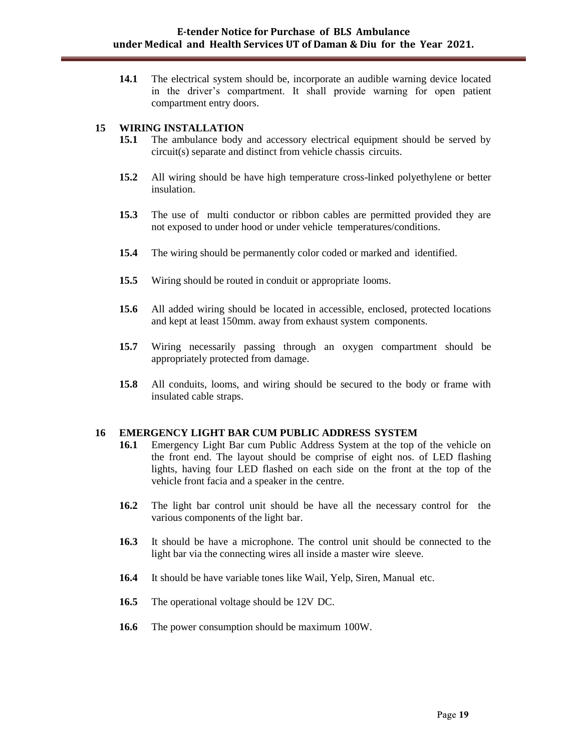**14.1** The electrical system should be, incorporate an audible warning device located in the driver's compartment. It shall provide warning for open patient compartment entry doors.

## 15 WIRING INSTALLATION

**15.1** The ambulance body and accessory electrical equipment should be served by circuit(s) separate and distinct from vehicle chassis circuits.

**15.2** All wiring should be have high temperature cross-linked polyethylene or better insulation.

**15.3** The use of multi conductor or ribbon cables are permitted provided they are not exposed to under hood or under vehicle temperatures/conditions.

**15.4** The wiring should be permanently color coded or marked and identified.

**15.5** Wiring should be routed in conduit or appropriate looms.

**15.6** All added wiring should be located in accessible, enclosed, protected locations and kept at least 150mm. away from exhaust system components.

**15.7** Wiring necessarily passing through an oxygen compartment should be appropriately protected from damage.

**15.8** All conduits, looms, and wiring should be secured to the body or frame with insulated cable straps.

## 16 EMERGENCY LIGHT BAR CUM PUBLIC ADDRESS SYSTEM

**16.1** Emergency Light Bar cum Public Address System at the top of the vehicle on the front end. The layout should be comprise of eight nos. of LED flashing lights, having four LED flashed on each side on the front at the top of the vehicle front facia and a speaker in the centre.

**16.2** The light bar control unit should be have all the necessary control for the various components of the light bar.

**16.3** It should be have a microphone. The control unit should be connected to the light bar via the connecting wires all inside a master wire sleeve.

**16.4** It should be have variable tones like Wail, Yelp, Siren, Manual etc.

**16.5** The operational voltage should be 12V DC.

**16.6** The power consumption should be maximum 100W.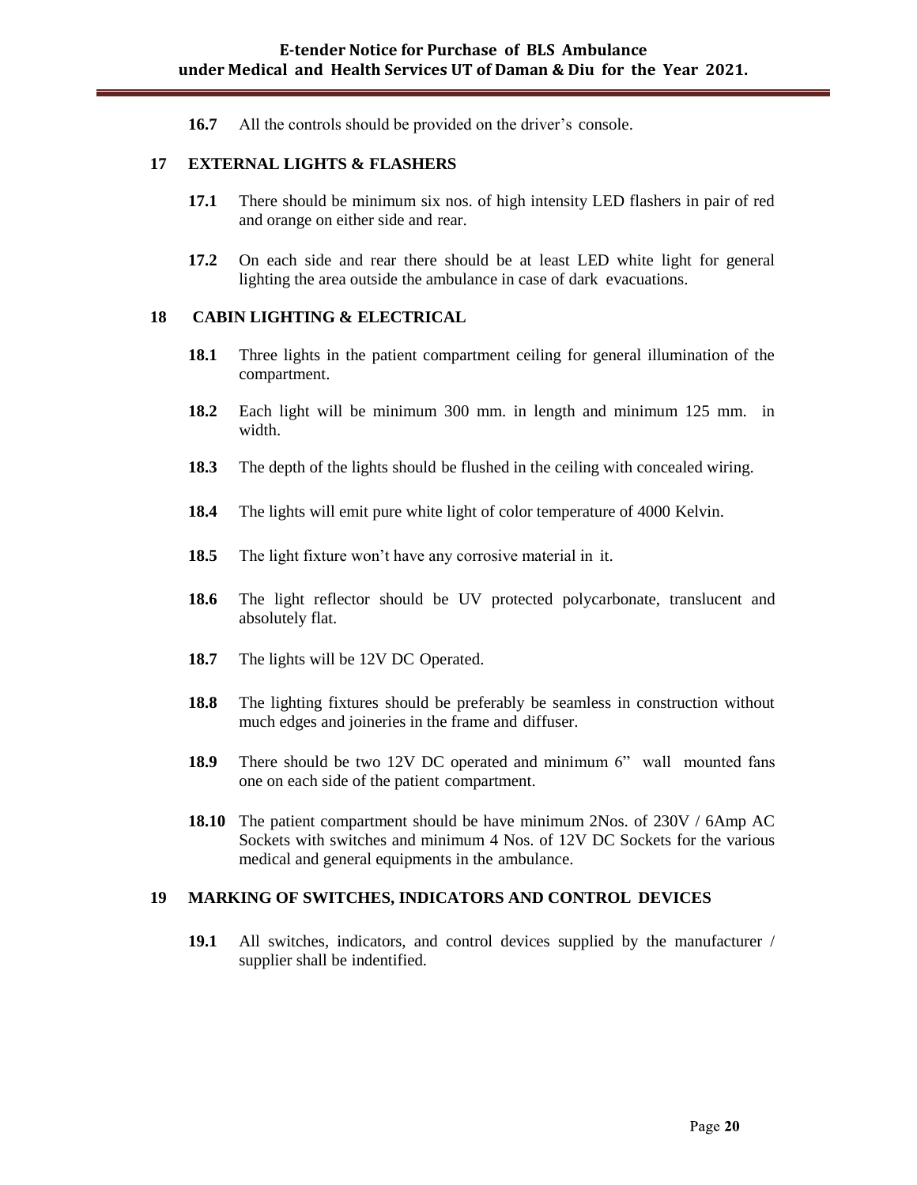**16.7** All the controls should be provided on the driver's console.

## 17 EXTERNAL LIGHTS & FLASHERS

**17.1** There should be minimum six nos. of high intensity LED flashers in pair of red and orange on either side and rear.

**17.2** On each side and rear there should be at least LED white light for general lighting the area outside the ambulance in case of dark evacuations.

## 18 CABIN LIGHTING & ELECTRICAL

**18.1** Three lights in the patient compartment ceiling for general illumination of the compartment.

**18.2** Each light will be minimum 300 mm. in length and minimum 125 mm. in width.

**18.3** The depth of the lights should be flushed in the ceiling with concealed wiring.

**18.4** The lights will emit pure white light of color temperature of 4000 Kelvin.

**18.5** The light fixture won't have any corrosive material in it.

**18.6** The light reflector should be UV protected polycarbonate, translucent and absolutely flat.

**18.7** The lights will be 12V DC Operated.

**18.8** The lighting fixtures should be preferably be seamless in construction without much edges and joineries in the frame and diffuser.

**18.9** There should be two 12V DC operated and minimum 6" wall mounted fans one on each side of the patient compartment.

**18.10** The patient compartment should be have minimum 2Nos. of 230V / 6Amp AC Sockets with switches and minimum 4 Nos. of 12V DC Sockets for the various medical and general equipments in the ambulance.

## 19 MARKING OF SWITCHES, INDICATORS AND CONTROL DEVICES

**19.1** All switches, indicators, and control devices supplied by the manufacturer / supplier shall be indentified.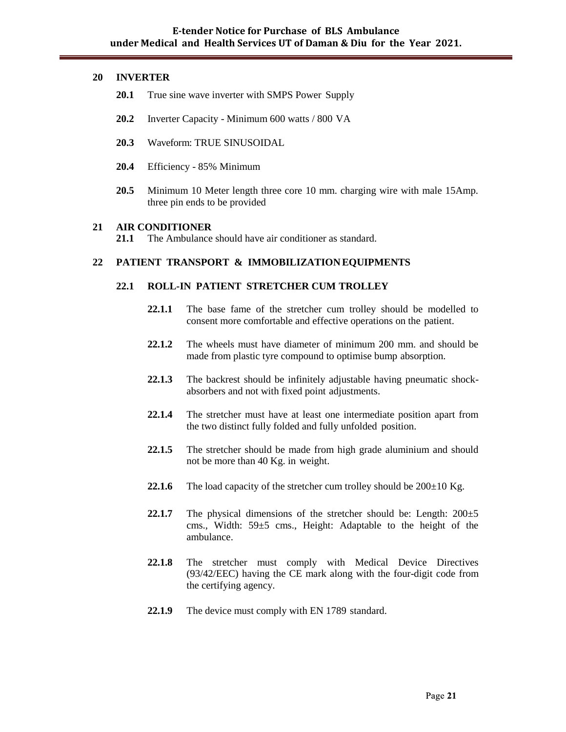## 20 INVERTER

**20.1** True sine wave inverter with SMPS Power Supply

**20.2** Inverter Capacity - Minimum 600 watts / 800 VA

**20.3** Waveform: TRUE SINUSOIDAL

**20.4** Efficiency - 85% Minimum

**20.5** Minimum 10 Meter length three core 10 mm. charging wire with male 15Amp. three pin ends to be provided

## 21 AIR CONDITIONER

**21.1** The Ambulance should have air conditioner as standard.

## 22 PATIENT TRANSPORT & IMMOBILIZATION EQUIPMENTS

### 22.1 ROLL-IN PATIENT STRETCHER CUM TROLLEY

**22.1.1** The base fame of the stretcher cum trolley should be modelled to consent more comfortable and effective operations on the patient.

**22.1.2** The wheels must have diameter of minimum 200 mm. and should be made from plastic tyre compound to optimise bump absorption.

**22.1.3** The backrest should be infinitely adjustable having pneumatic shock-absorbers and not with fixed point adjustments.

**22.1.4** The stretcher must have at least one intermediate position apart from the two distinct fully folded and fully unfolded position.

**22.1.5** The stretcher should be made from high grade aluminium and should not be more than 40 Kg. in weight.

**22.1.6** The load capacity of the stretcher cum trolley should be 200±10 Kg.

**22.1.7** The physical dimensions of the stretcher should be: Length: 200±5 cms., Width: 59±5 cms., Height: Adaptable to the height of the ambulance.

**22.1.8** The stretcher must comply with Medical Device Directives (93/42/EEC) having the CE mark along with the four-digit code from the certifying agency.

**22.1.9** The device must comply with EN 1789 standard.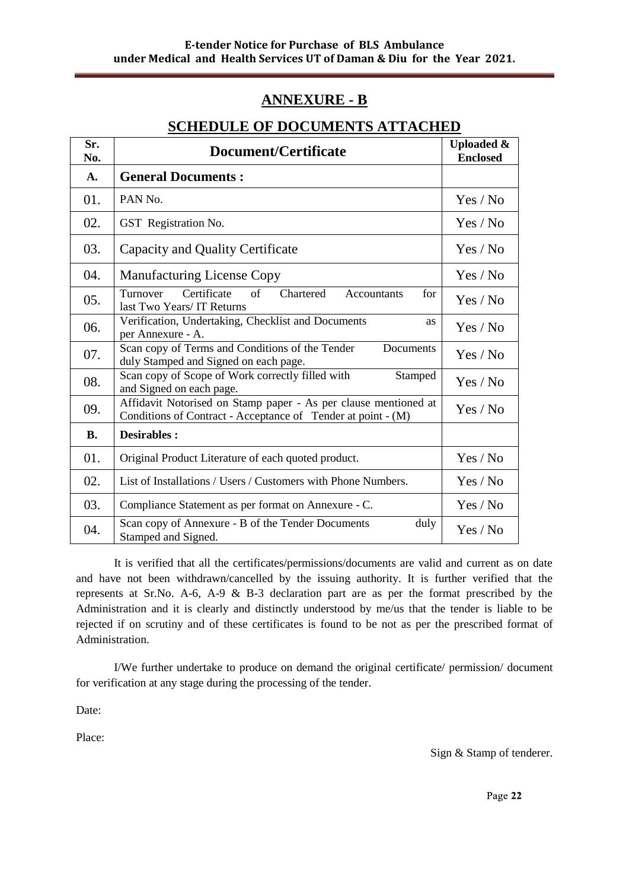## ANNEXURE - B

## SCHEDULE OF DOCUMENTS ATTACHED

| Sr. No. | Document/Certificate | Uploaded & Enclosed |
|---|---|---|
| **A.** | **General Documents :** | |
| 01. | PAN No. | Yes / No |
| 02. | GST Registration No. | Yes / No |
| 03. | Capacity and Quality Certificate | Yes / No |
| 04. | Manufacturing License Copy | Yes / No |
| 05. | Turnover Certificate of Chartered Accountants for last Two Years/ IT Returns | Yes / No |
| 06. | Verification, Undertaking, Checklist and Documents as per Annexure - A. | Yes / No |
| 07. | Scan copy of Terms and Conditions of the Tender Documents duly Stamped and Signed on each page. | Yes / No |
| 08. | Scan copy of Scope of Work correctly filled with Stamped and Signed on each page. | Yes / No |
| 09. | Affidavit Notorised on Stamp paper - As per clause mentioned at Conditions of Contract - Acceptance of Tender at point - (M) | Yes / No |
| **B.** | **Desirables :** | |
| 01. | Original Product Literature of each quoted product. | Yes / No |
| 02. | List of Installations / Users / Customers with Phone Numbers. | Yes / No |
| 03. | Compliance Statement as per format on Annexure - C. | Yes / No |
| 04. | Scan copy of Annexure - B of the Tender Documents duly Stamped and Signed. | Yes / No |

It is verified that all the certificates/permissions/documents are valid and current as on date and have not been withdrawn/cancelled by the issuing authority. It is further verified that the represents at Sr.No. A-6, A-9 & B-3 declaration part are as per the format prescribed by the Administration and it is clearly and distinctly understood by me/us that the tender is liable to be rejected if on scrutiny and of these certificates is found to be not as per the prescribed format of Administration.

I/We further undertake to produce on demand the original certificate/ permission/ document for verification at any stage during the processing of the tender.

Date:

Place:

Sign & Stamp of tenderer.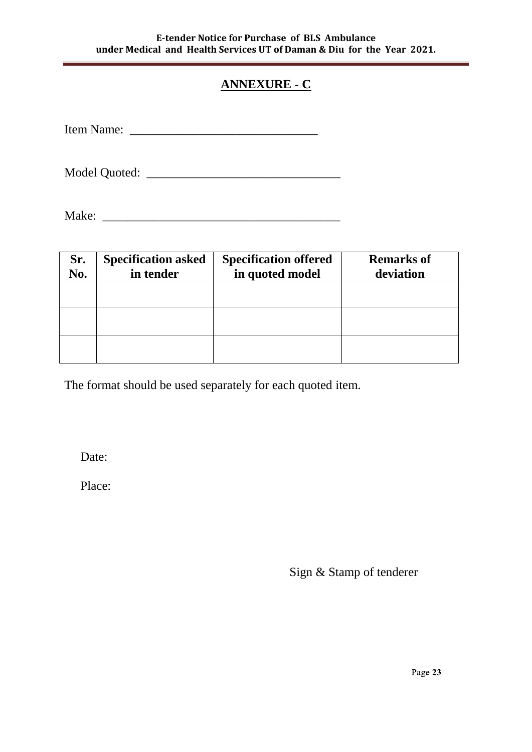## ANNEXURE - C

Item Name: ______________________________

Model Quoted: ______________________________

Make: ______________________________________

| Sr. No. | Specification asked in tender | Specification offered in quoted model | Remarks of deviation |
|---|---|---|---|
| | | | |
| | | | |
| | | | |

The format should be used separately for each quoted item.

Date:

Place:

Sign & Stamp of tenderer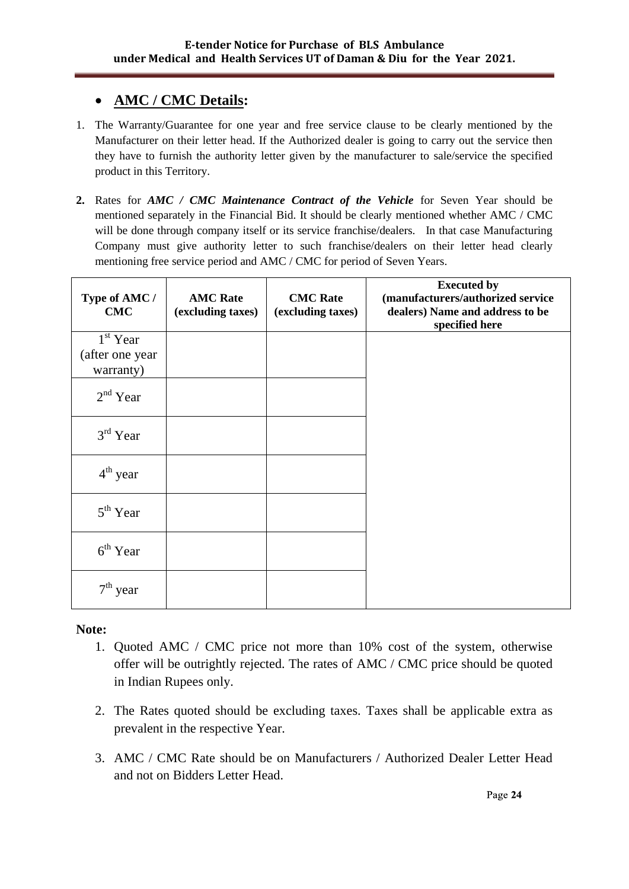## • **AMC / CMC Details:**

1. The Warranty/Guarantee for one year and free service clause to be clearly mentioned by the Manufacturer on their letter head. If the Authorized dealer is going to carry out the service then they have to furnish the authority letter given by the manufacturer to sale/service the specified product in this Territory.

2. Rates for ***AMC / CMC Maintenance Contract of the Vehicle*** for Seven Year should be mentioned separately in the Financial Bid. It should be clearly mentioned whether AMC / CMC will be done through company itself or its service franchise/dealers. In that case Manufacturing Company must give authority letter to such franchise/dealers on their letter head clearly mentioning free service period and AMC / CMC for period of Seven Years.

| **Type of AMC / CMC** | **AMC Rate (excluding taxes)** | **CMC Rate (excluding taxes)** | **Executed by (manufacturers/authorized service dealers) Name and address to be specified here** |
|---|---|---|---|
| 1st Year (after one year warranty) | | | |
| 2nd Year | | | |
| 3rd Year | | | |
| 4th year | | | |
| 5th Year | | | |
| 6th Year | | | |
| 7th year | | | |

**Note:**

1. Quoted AMC / CMC price not more than 10% cost of the system, otherwise offer will be outrightly rejected. The rates of AMC / CMC price should be quoted in Indian Rupees only.
2. The Rates quoted should be excluding taxes. Taxes shall be applicable extra as prevalent in the respective Year.
3. AMC / CMC Rate should be on Manufacturers / Authorized Dealer Letter Head and not on Bidders Letter Head.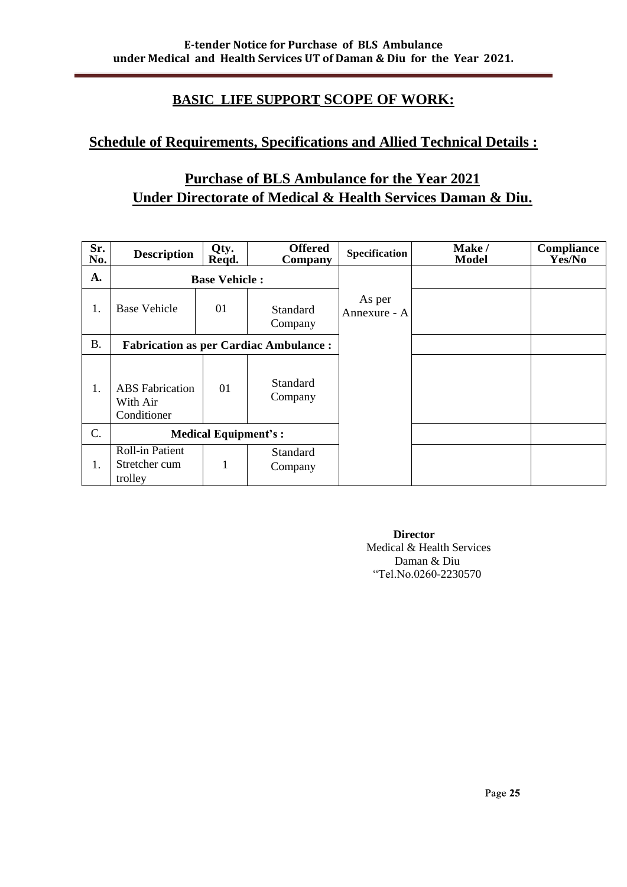## BASIC LIFE SUPPORT SCOPE OF WORK:

## Schedule of Requirements, Specifications and Allied Technical Details :

## Purchase of BLS Ambulance for the Year 2021 Under Directorate of Medical & Health Services Daman & Diu.

| Sr. No. | Description | Qty. Reqd. | Offered Company | Specification | Make / Model | Compliance Yes/No |
|---|---|---|---|---|---|---|
| A. | Base Vehicle : | | | As per Annexure - A | | |
| 1. | Base Vehicle | 01 | Standard Company | | | |
| B. | Fabrication as per Cardiac Ambulance : | | | | | |
| 1. | ABS Fabrication With Air Conditioner | 01 | Standard Company | | | |
| C. | Medical Equipment's : | | | | | |
| 1. | Roll-in Patient Stretcher cum trolley | 1 | Standard Company | | | |

**Director**
Medical & Health Services
Daman & Diu
"Tel.No.0260-2230570